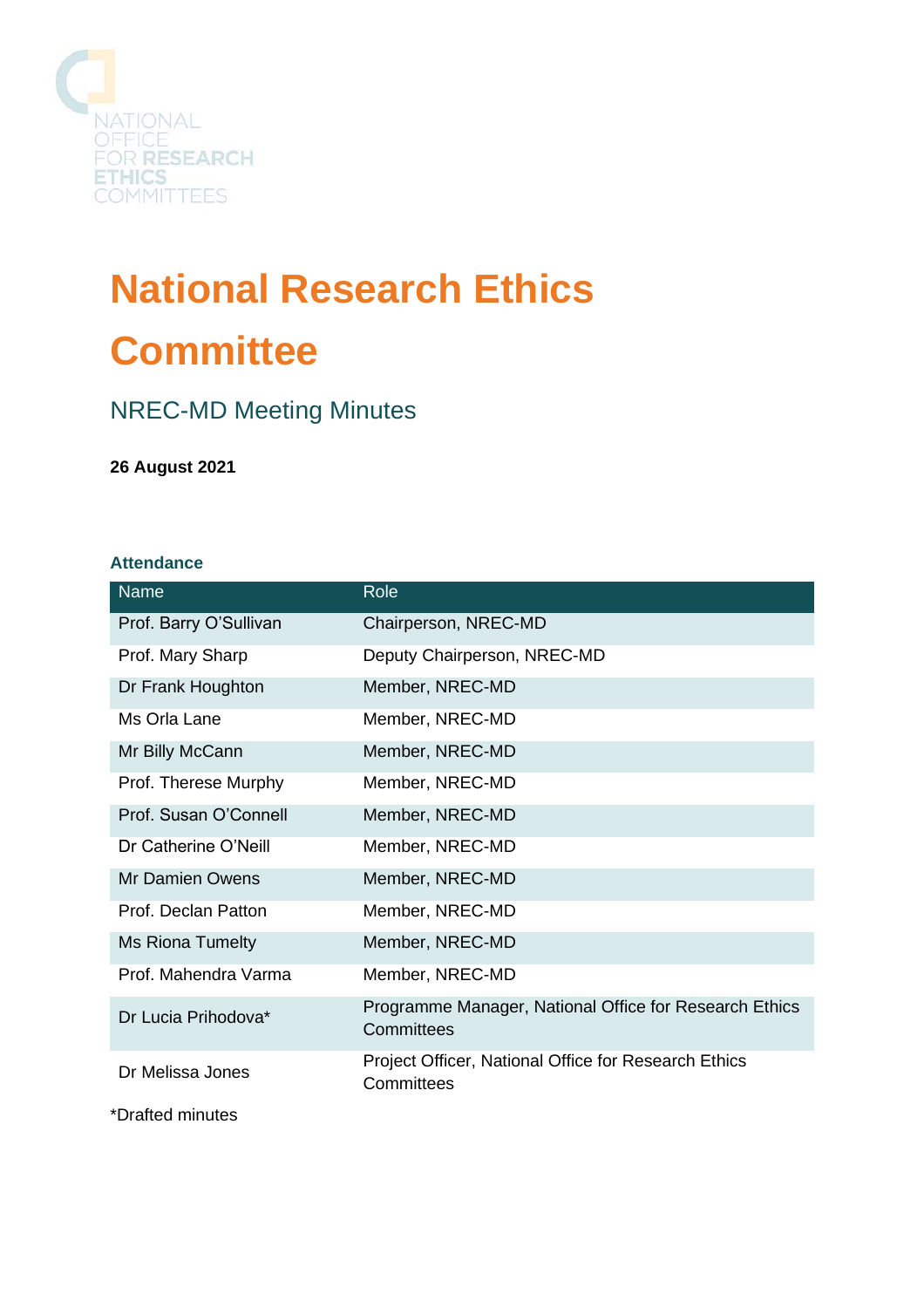NATIONAL OFFICE FOR RESEARCH ETHICS COMMITTEES

# National Research Ethics Committee

## NREC-MD Meeting Minutes

**26 August 2021**

### Attendance

| Name | Role |
|---|---|
| Prof. Barry O'Sullivan | Chairperson, NREC-MD |
| Prof. Mary Sharp | Deputy Chairperson, NREC-MD |
| Dr Frank Houghton | Member, NREC-MD |
| Ms Orla Lane | Member, NREC-MD |
| Mr Billy McCann | Member, NREC-MD |
| Prof. Therese Murphy | Member, NREC-MD |
| Prof. Susan O'Connell | Member, NREC-MD |
| Dr Catherine O'Neill | Member, NREC-MD |
| Mr Damien Owens | Member, NREC-MD |
| Prof. Declan Patton | Member, NREC-MD |
| Ms Riona Tumelty | Member, NREC-MD |
| Prof. Mahendra Varma | Member, NREC-MD |
| Dr Lucia Prihodova* | Programme Manager, National Office for Research Ethics Committees |
| Dr Melissa Jones | Project Officer, National Office for Research Ethics Committees |

*Drafted minutes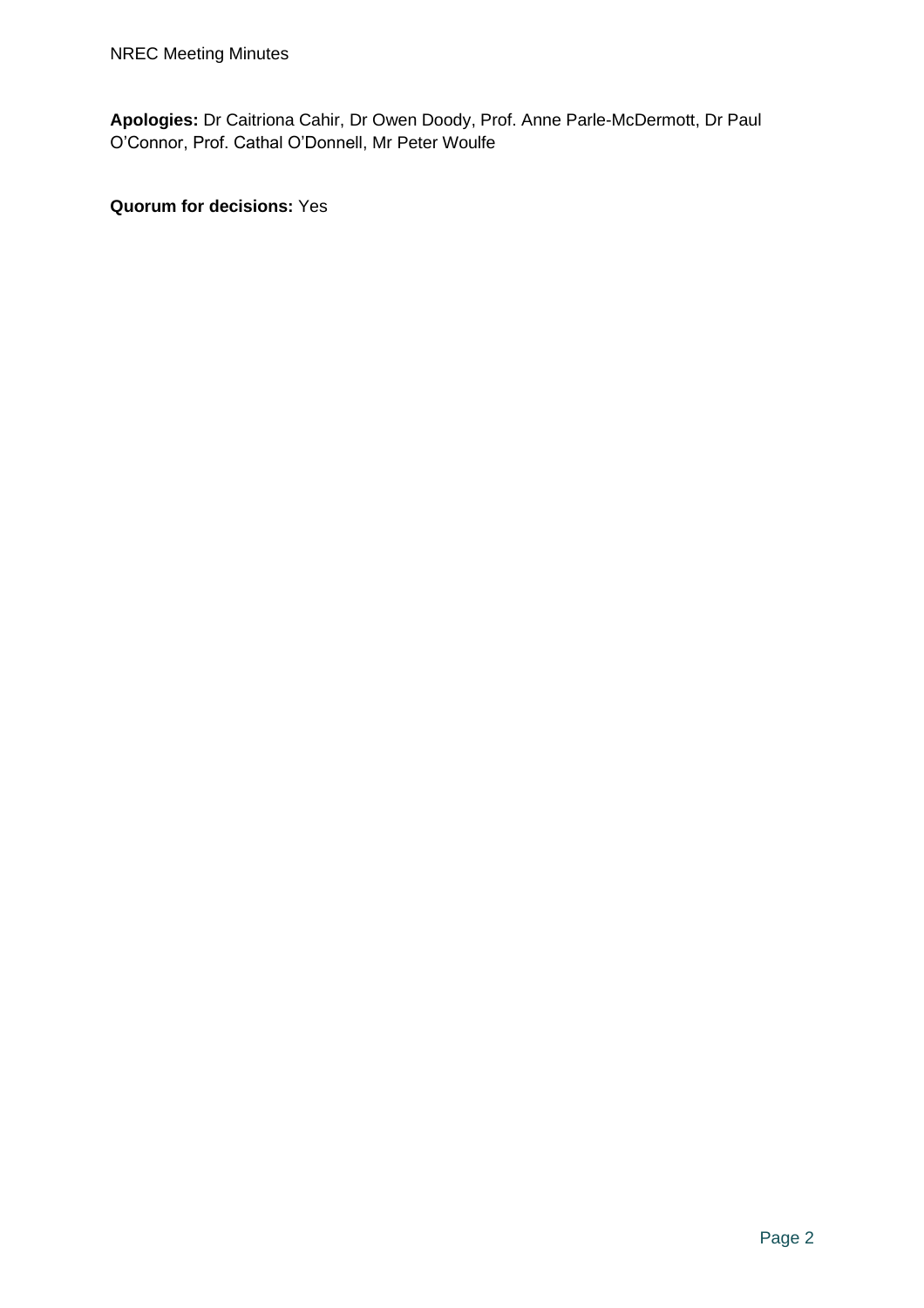**Apologies:** Dr Caitriona Cahir, Dr Owen Doody, Prof. Anne Parle-McDermott, Dr Paul O'Connor, Prof. Cathal O'Donnell, Mr Peter Woulfe

**Quorum for decisions:** Yes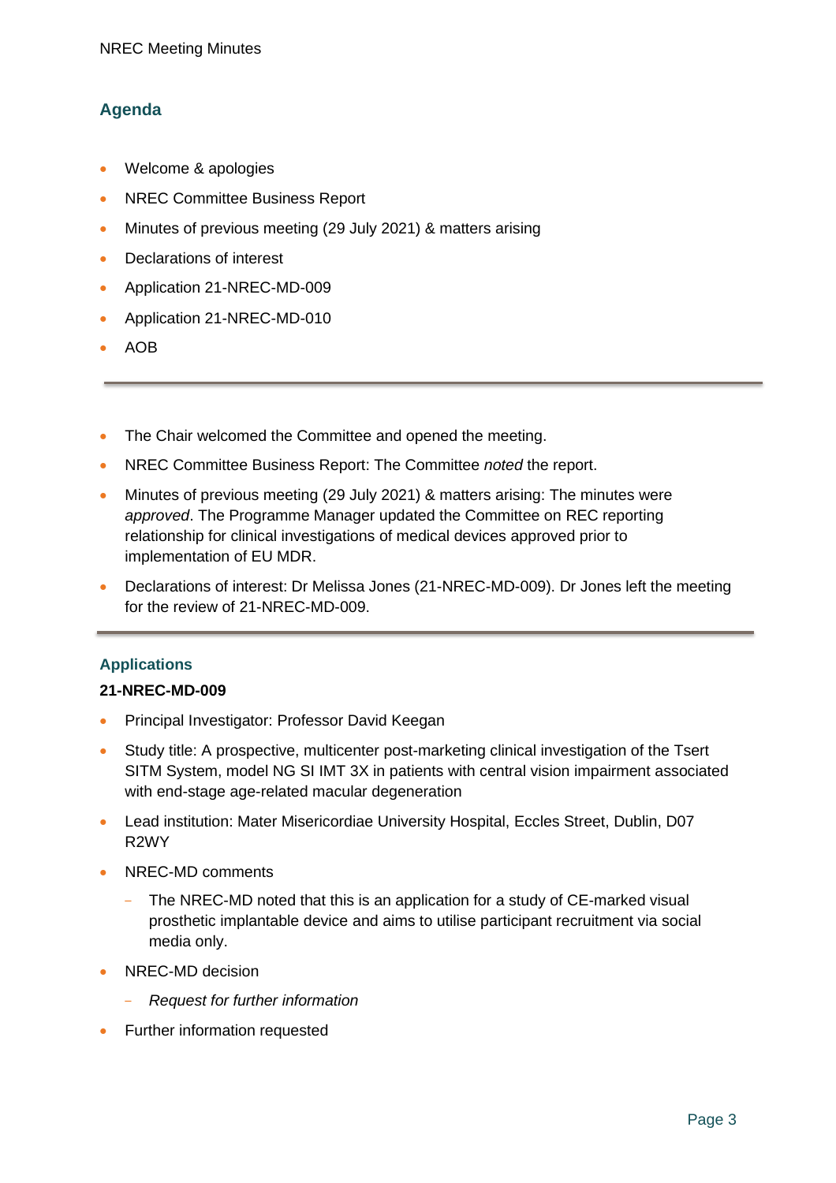## Agenda

- Welcome & apologies
- NREC Committee Business Report
- Minutes of previous meeting (29 July 2021) & matters arising
- Declarations of interest
- Application 21-NREC-MD-009
- Application 21-NREC-MD-010
- AOB

---

- The Chair welcomed the Committee and opened the meeting.
- NREC Committee Business Report: The Committee *noted* the report.
- Minutes of previous meeting (29 July 2021) & matters arising: The minutes were *approved*. The Programme Manager updated the Committee on REC reporting relationship for clinical investigations of medical devices approved prior to implementation of EU MDR.
- Declarations of interest: Dr Melissa Jones (21-NREC-MD-009). Dr Jones left the meeting for the review of 21-NREC-MD-009.

---

### Applications

**21-NREC-MD-009**

- Principal Investigator: Professor David Keegan
- Study title: A prospective, multicenter post-marketing clinical investigation of the Tsert SITM System, model NG SI IMT 3X in patients with central vision impairment associated with end-stage age-related macular degeneration
- Lead institution: Mater Misericordiae University Hospital, Eccles Street, Dublin, D07 R2WY
- NREC-MD comments
  - The NREC-MD noted that this is an application for a study of CE-marked visual prosthetic implantable device and aims to utilise participant recruitment via social media only.
- NREC-MD decision
  - *Request for further information*
- Further information requested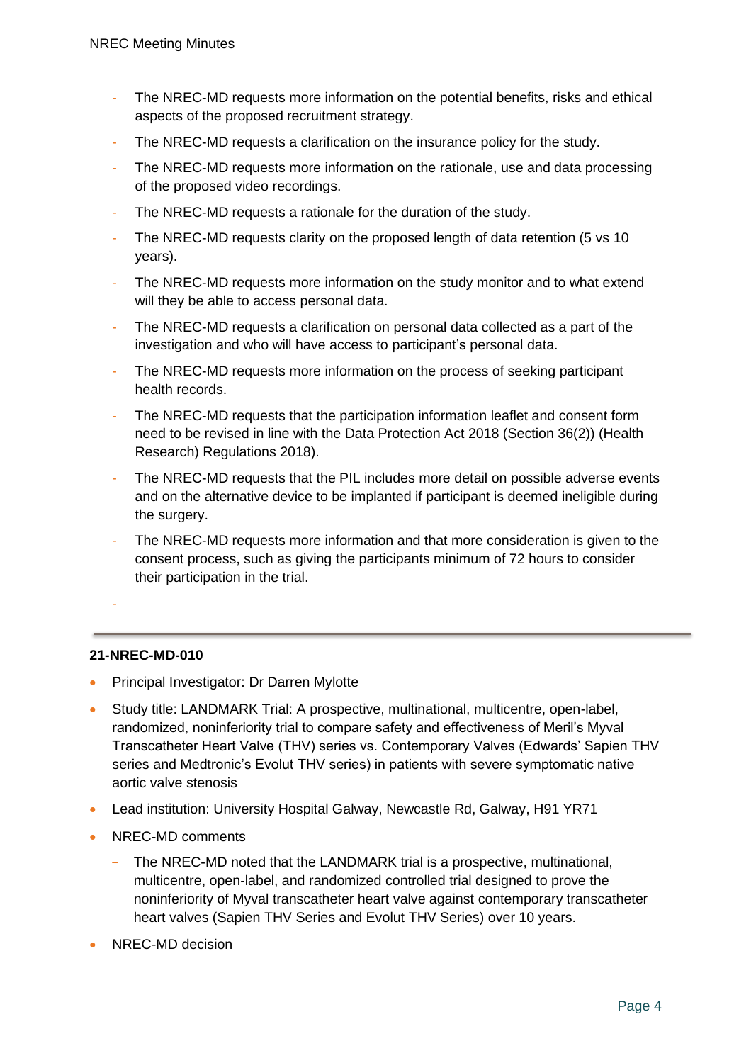- The NREC-MD requests more information on the potential benefits, risks and ethical aspects of the proposed recruitment strategy.
- The NREC-MD requests a clarification on the insurance policy for the study.
- The NREC-MD requests more information on the rationale, use and data processing of the proposed video recordings.
- The NREC-MD requests a rationale for the duration of the study.
- The NREC-MD requests clarity on the proposed length of data retention (5 vs 10 years).
- The NREC-MD requests more information on the study monitor and to what extend will they be able to access personal data.
- The NREC-MD requests a clarification on personal data collected as a part of the investigation and who will have access to participant's personal data.
- The NREC-MD requests more information on the process of seeking participant health records.
- The NREC-MD requests that the participation information leaflet and consent form need to be revised in line with the Data Protection Act 2018 (Section 36(2)) (Health Research) Regulations 2018).
- The NREC-MD requests that the PIL includes more detail on possible adverse events and on the alternative device to be implanted if participant is deemed ineligible during the surgery.
- The NREC-MD requests more information and that more consideration is given to the consent process, such as giving the participants minimum of 72 hours to consider their participation in the trial.

---

**21-NREC-MD-010**

- Principal Investigator: Dr Darren Mylotte
- Study title: LANDMARK Trial: A prospective, multinational, multicentre, open-label, randomized, noninferiority trial to compare safety and effectiveness of Meril's Myval Transcatheter Heart Valve (THV) series vs. Contemporary Valves (Edwards' Sapien THV series and Medtronic's Evolut THV series) in patients with severe symptomatic native aortic valve stenosis
- Lead institution: University Hospital Galway, Newcastle Rd, Galway, H91 YR71
- NREC-MD comments
  - The NREC-MD noted that the LANDMARK trial is a prospective, multinational, multicentre, open-label, and randomized controlled trial designed to prove the noninferiority of Myval transcatheter heart valve against contemporary transcatheter heart valves (Sapien THV Series and Evolut THV Series) over 10 years.
- NREC-MD decision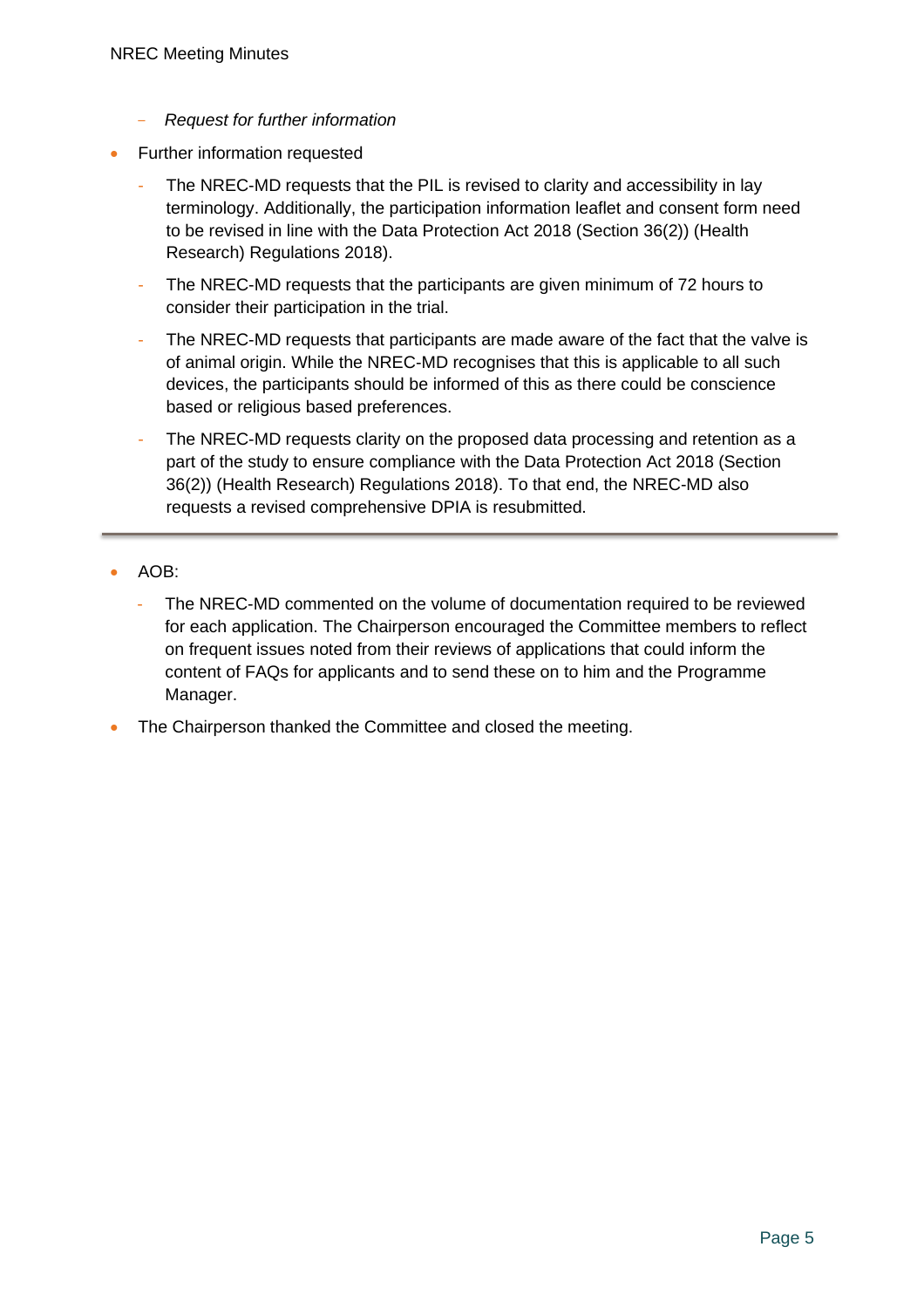- *Request for further information*

- Further information requested
  - The NREC-MD requests that the PIL is revised to clarity and accessibility in lay terminology. Additionally, the participation information leaflet and consent form need to be revised in line with the Data Protection Act 2018 (Section 36(2)) (Health Research) Regulations 2018).
  - The NREC-MD requests that the participants are given minimum of 72 hours to consider their participation in the trial.
  - The NREC-MD requests that participants are made aware of the fact that the valve is of animal origin. While the NREC-MD recognises that this is applicable to all such devices, the participants should be informed of this as there could be conscience based or religious based preferences.
  - The NREC-MD requests clarity on the proposed data processing and retention as a part of the study to ensure compliance with the Data Protection Act 2018 (Section 36(2)) (Health Research) Regulations 2018). To that end, the NREC-MD also requests a revised comprehensive DPIA is resubmitted.

---

- AOB:
  - The NREC-MD commented on the volume of documentation required to be reviewed for each application. The Chairperson encouraged the Committee members to reflect on frequent issues noted from their reviews of applications that could inform the content of FAQs for applicants and to send these on to him and the Programme Manager.
- The Chairperson thanked the Committee and closed the meeting.